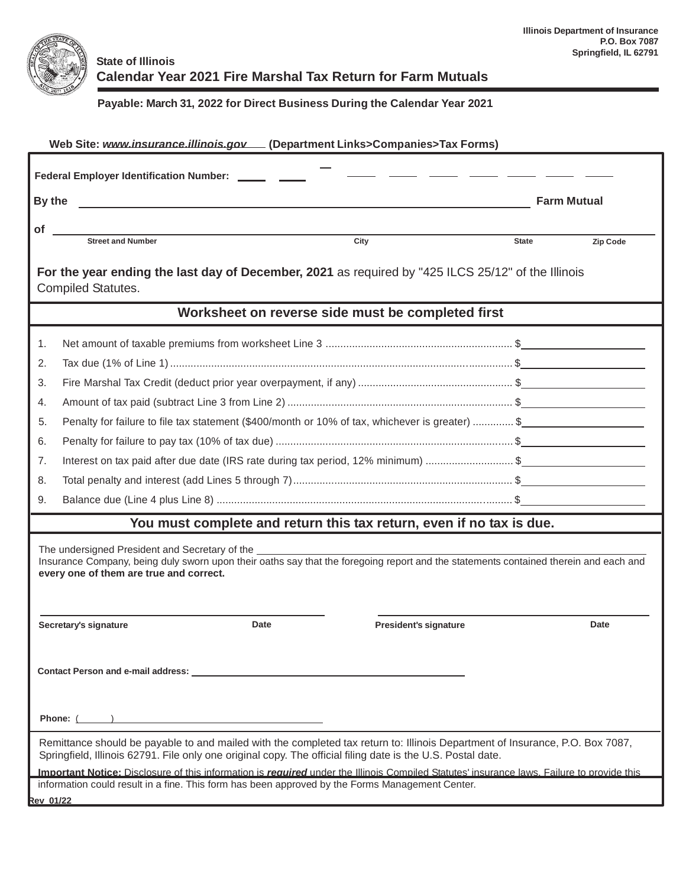Illinois Department of Insurance
P.O. Box 7087
Springfield, IL 62791

State of Illinois

# Calendar Year 2021 Fire Marshal Tax Return for Farm Mutuals

**Payable: March 31, 2022 for Direct Business During the Calendar Year 2021**

**Web Site: *www.insurance.illinois.gov* (Department Links>Companies>Tax Forms)**

**Federal Employer Identification Number:** ____ ____ – ____ ____ ____ ____ ____ ____ ____

**By the** ______________________________________________ **Farm Mutual**

**of** ______________________________________________
Street and Number — City — State — Zip Code

**For the year ending the last day of December, 2021** as required by "425 ILCS 25/12" of the Illinois Compiled Statutes.

**Worksheet on reverse side must be completed first**

1. Net amount of taxable premiums from worksheet Line 3 ................................ $__________
2. Tax due (1% of Line 1) ................................ $__________
3. Fire Marshal Tax Credit (deduct prior year overpayment, if any) ................................ $__________
4. Amount of tax paid (subtract Line 3 from Line 2) ................................ $__________
5. Penalty for failure to file tax statement ($400/month or 10% of tax, whichever is greater) .............. $__________
6. Penalty for failure to pay tax (10% of tax due) ................................ $__________
7. Interest on tax paid after due date (IRS rate during tax period, 12% minimum) .............................. $__________
8. Total penalty and interest (add Lines 5 through 7) ................................ $__________
9. Balance due (Line 4 plus Line 8) ................................ $__________

**You must complete and return this tax return, even if no tax is due.**

The undersigned President and Secretary of the ______________________________________________ Insurance Company, being duly sworn upon their oaths say that the foregoing report and the statements contained therein and each and **every one of them are true and correct.**

______________________________ Date ______________________________ Date
**Secretary's signature** — **President's signature**

**Contact Person and e-mail address:** ______________________________

**Phone:** (      ) ______________________________

Remittance should be payable to and mailed with the completed tax return to: Illinois Department of Insurance, P.O. Box 7087, Springfield, Illinois 62791. File only one original copy. The official filing date is the U.S. Postal date.

**Important Notice:** Disclosure of this information is ***required*** under the Illinois Compiled Statutes' insurance laws. Failure to provide this information could result in a fine. This form has been approved by the Forms Management Center.

Rev 01/22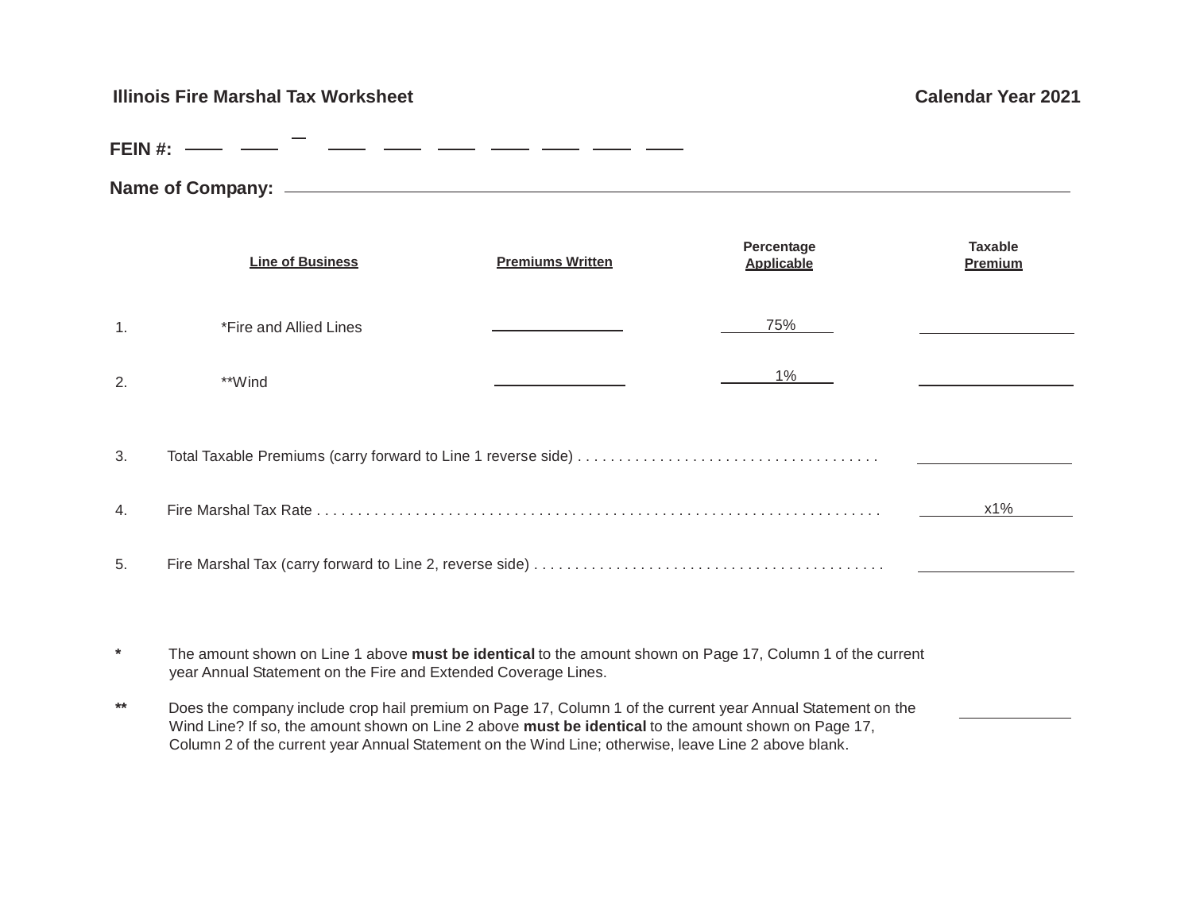**Illinois Fire Marshal Tax Worksheet** **Calendar Year 2021**

**FEIN #:** \_\_\_\_ \_\_\_\_ - \_\_\_\_ \_\_\_\_ \_\_\_\_ \_\_\_\_ \_\_\_\_ \_\_\_\_ \_\_\_\_

**Name of Company:** \_\_\_\_\_\_\_\_\_\_\_\_\_\_\_\_\_\_\_\_\_\_\_\_\_\_\_\_\_\_\_\_\_\_\_\_\_\_\_\_

| | Line of Business | Premiums Written | Percentage Applicable | Taxable Premium |
|---|---|---|---|---|
| 1. | *Fire and Allied Lines | | 75% | |
| 2. | **Wind | | 1% | |

| | | |
|---|---|---|
| 3. | Total Taxable Premiums (carry forward to Line 1 reverse side) . . . . . . . . . . . . . . . . . . . . . . . . . . . . . . . . . . . . . | |
| 4. | Fire Marshal Tax Rate . . . . . . . . . . . . . . . . . . . . . . . . . . . . . . . . . . . . . . . . . . . . . . . . . . . . . . . . . . . . . . . . . . . . . | x1% |
| 5. | Fire Marshal Tax (carry forward to Line 2, reverse side) . . . . . . . . . . . . . . . . . . . . . . . . . . . . . . . . . . . . . . . . . . . | |

\* The amount shown on Line 1 above **must be identical** to the amount shown on Page 17, Column 1 of the current year Annual Statement on the Fire and Extended Coverage Lines.

\*\* Does the company include crop hail premium on Page 17, Column 1 of the current year Annual Statement on the Wind Line? If so, the amount shown on Line 2 above **must be identical** to the amount shown on Page 17, Column 2 of the current year Annual Statement on the Wind Line; otherwise, leave Line 2 above blank. \_\_\_\_\_\_\_\_\_\_